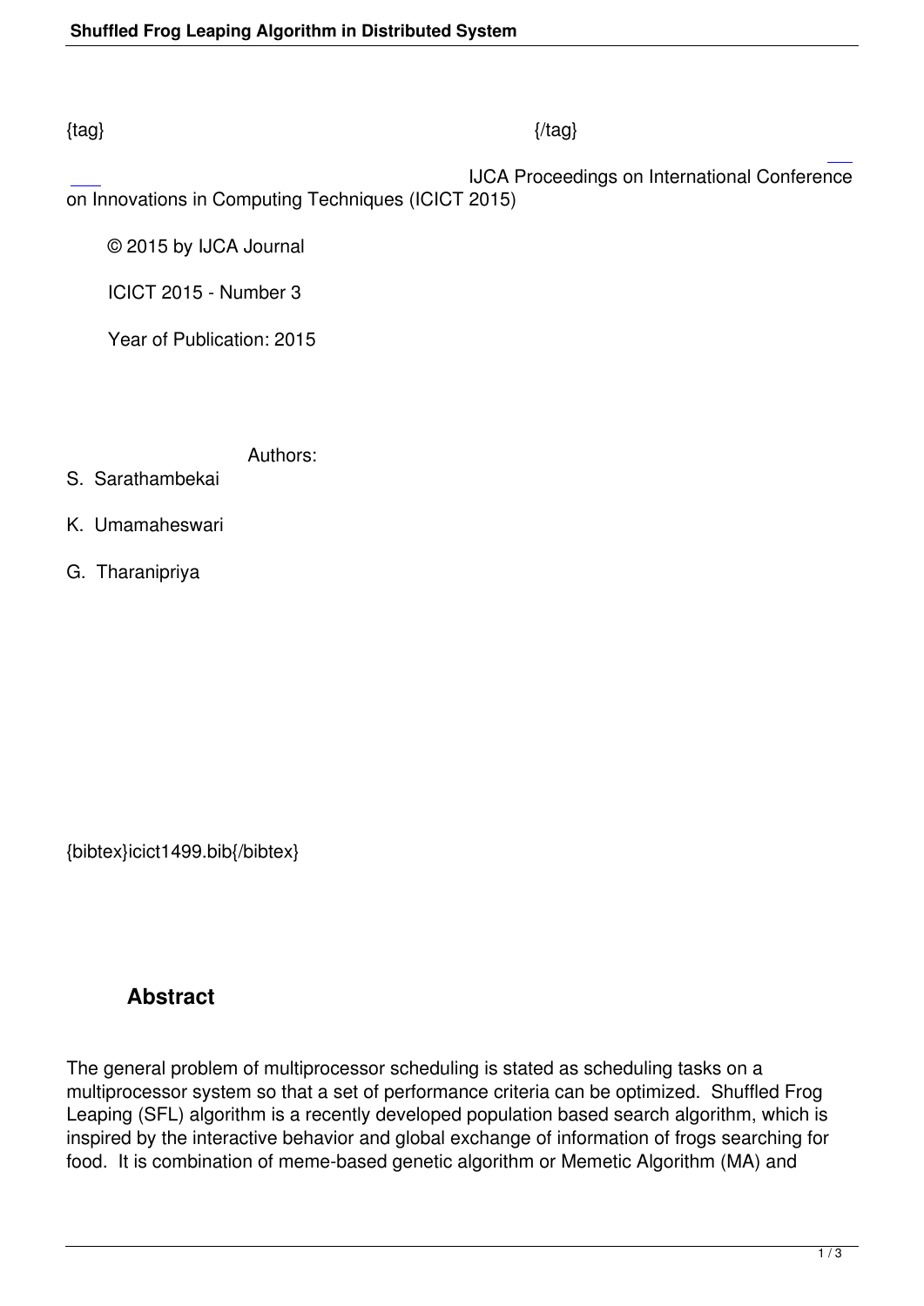{tag} {/tag}

IJCA Proceedings on International Conference on Innovations in Computing Techniques (ICICT 2015)

© 2015 by IJCA Journal

ICICT 2015 - Number 3

Year of Publication: 2015

Authors:

S. Sarathambekai

K. Umamaheswari

G. Tharanipriya

{bibtex}icict1499.bib{/bibtex}

## Abstract

The general problem of multiprocessor scheduling is stated as scheduling tasks on a multiprocessor system so that a set of performance criteria can be optimized. Shuffled Frog Leaping (SFL) algorithm is a recently developed population based search algorithm, which is inspired by the interactive behavior and global exchange of information of frogs searching for food. It is combination of meme-based genetic algorithm or Memetic Algorithm (MA) and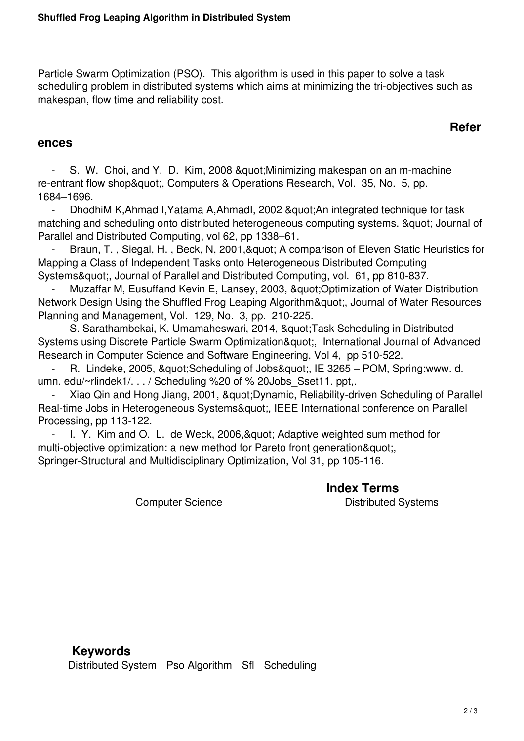Particle Swarm Optimization (PSO). This algorithm is used in this paper to solve a task scheduling problem in distributed systems which aims at minimizing the tri-objectives such as makespan, flow time and reliability cost.

## References

- S. W. Choi, and Y. D. Kim, 2008 &quot;Minimizing makespan on an m-machine re-entrant flow shop&quot;, Computers & Operations Research, Vol. 35, No. 5, pp. 1684–1696.
- DhodhiM K,Ahmad I,Yatama A,AhmadI, 2002 &quot;An integrated technique for task matching and scheduling onto distributed heterogeneous computing systems. &quot; Journal of Parallel and Distributed Computing, vol 62, pp 1338–61.
- Braun, T. , Siegal, H. , Beck, N, 2001,&quot; A comparison of Eleven Static Heuristics for Mapping a Class of Independent Tasks onto Heterogeneous Distributed Computing Systems&quot;, Journal of Parallel and Distributed Computing, vol. 61, pp 810-837.
- Muzaffar M, Eusuffand Kevin E, Lansey, 2003, &quot;Optimization of Water Distribution Network Design Using the Shuffled Frog Leaping Algorithm&quot;, Journal of Water Resources Planning and Management, Vol. 129, No. 3, pp. 210-225.
- S. Sarathambekai, K. Umamaheswari, 2014, &quot;Task Scheduling in Distributed Systems using Discrete Particle Swarm Optimization&quot;, International Journal of Advanced Research in Computer Science and Software Engineering, Vol 4, pp 510-522.
- R. Lindeke, 2005, &quot;Scheduling of Jobs&quot;, IE 3265 – POM, Spring:www. d. umn. edu/~rlindek1/. . . / Scheduling %20 of % 20Jobs_Sset11. ppt,.
- Xiao Qin and Hong Jiang, 2001, &quot;Dynamic, Reliability-driven Scheduling of Parallel Real-time Jobs in Heterogeneous Systems&quot;, IEEE International conference on Parallel Processing, pp 113-122.
- I. Y. Kim and O. L. de Weck, 2006,&quot; Adaptive weighted sum method for multi-objective optimization: a new method for Pareto front generation&quot;, Springer-Structural and Multidisciplinary Optimization, Vol 31, pp 105-116.

## Index Terms

Computer Science Distributed Systems

## Keywords

Distributed System Pso Algorithm Sfl Scheduling